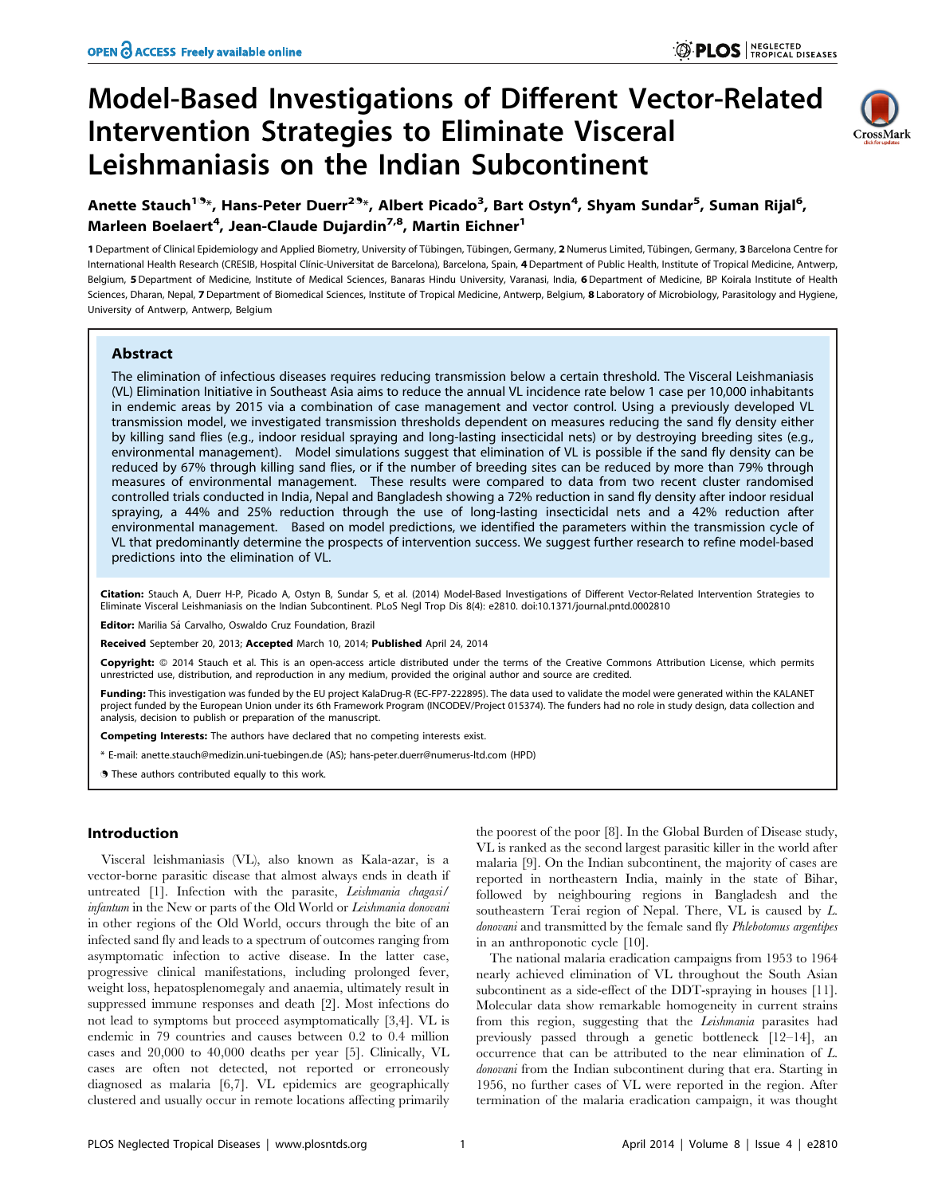# Model-Based Investigations of Different Vector-Related Intervention Strategies to Eliminate Visceral Leishmaniasis on the Indian Subcontinent

**Anette Stauch[1]*, Hans-Peter Duerr[2]*, Albert Picado[3], Bart Ostyn[4], Shyam Sundar[5], Suman Rijal[6], Marleen Boelaert[4], Jean-Claude Dujardin[7,8], Martin Eichner[1]**

1 Department of Clinical Epidemiology and Applied Biometry, University of Tübingen, Tübingen, Germany, 2 Numerus Limited, Tübingen, Germany, 3 Barcelona Centre for International Health Research (CRESIB, Hospital Clínic-Universitat de Barcelona), Barcelona, Spain, 4 Department of Public Health, Institute of Tropical Medicine, Antwerp, Belgium, 5 Department of Medicine, Institute of Medical Sciences, Banaras Hindu University, Varanasi, India, 6 Department of Medicine, BP Koirala Institute of Health Sciences, Dharan, Nepal, 7 Department of Biomedical Sciences, Institute of Tropical Medicine, Antwerp, Belgium, 8 Laboratory of Microbiology, Parasitology and Hygiene, University of Antwerp, Antwerp, Belgium

## Abstract

The elimination of infectious diseases requires reducing transmission below a certain threshold. The Visceral Leishmaniasis (VL) Elimination Initiative in Southeast Asia aims to reduce the annual VL incidence rate below 1 case per 10,000 inhabitants in endemic areas by 2015 via a combination of case management and vector control. Using a previously developed VL transmission model, we investigated transmission thresholds dependent on measures reducing the sand fly density either by killing sand flies (e.g., indoor residual spraying and long-lasting insecticidal nets) or by destroying breeding sites (e.g., environmental management). Model simulations suggest that elimination of VL is possible if the sand fly density can be reduced by 67% through killing sand flies, or if the number of breeding sites can be reduced by more than 79% through measures of environmental management. These results were compared to data from two recent cluster randomised controlled trials conducted in India, Nepal and Bangladesh showing a 72% reduction in sand fly density after indoor residual spraying, a 44% and 25% reduction through the use of long-lasting insecticidal nets and a 42% reduction after environmental management. Based on model predictions, we identified the parameters within the transmission cycle of VL that predominantly determine the prospects of intervention success. We suggest further research to refine model-based predictions into the elimination of VL.

**Citation:** Stauch A, Duerr H-P, Picado A, Ostyn B, Sundar S, et al. (2014) Model-Based Investigations of Different Vector-Related Intervention Strategies to Eliminate Visceral Leishmaniasis on the Indian Subcontinent. PLoS Negl Trop Dis 8(4): e2810. doi:10.1371/journal.pntd.0002810

**Editor:** Marilia Sá Carvalho, Oswaldo Cruz Foundation, Brazil

**Received** September 20, 2013; **Accepted** March 10, 2014; **Published** April 24, 2014

**Copyright:** © 2014 Stauch et al. This is an open-access article distributed under the terms of the Creative Commons Attribution License, which permits unrestricted use, distribution, and reproduction in any medium, provided the original author and source are credited.

**Funding:** This investigation was funded by the EU project KalaDrug-R (EC-FP7-222895). The data used to validate the model were generated within the KALANET project funded by the European Union under its 6th Framework Program (INCODEV/Project 015374). The funders had no role in study design, data collection and analysis, decision to publish or preparation of the manuscript.

**Competing Interests:** The authors have declared that no competing interests exist.

* E-mail: anette.stauch@medizin.uni-tuebingen.de (AS); hans-peter.duerr@numerus-ltd.com (HPD)

These authors contributed equally to this work.

## Introduction

Visceral leishmaniasis (VL), also known as Kala-azar, is a vector-borne parasitic disease that almost always ends in death if untreated [1]. Infection with the parasite, *Leishmania chagasi/infantum* in the New or parts of the Old World or *Leishmania donovani* in other regions of the Old World, occurs through the bite of an infected sand fly and leads to a spectrum of outcomes ranging from asymptomatic infection to active disease. In the latter case, progressive clinical manifestations, including prolonged fever, weight loss, hepatosplenomegaly and anaemia, ultimately result in suppressed immune responses and death [2]. Most infections do not lead to symptoms but proceed asymptomatically [3,4]. VL is endemic in 79 countries and causes between 0.2 to 0.4 million cases and 20,000 to 40,000 deaths per year [5]. Clinically, VL cases are often not detected, not reported or erroneously diagnosed as malaria [6,7]. VL epidemics are geographically clustered and usually occur in remote locations affecting primarily the poorest of the poor [8]. In the Global Burden of Disease study, VL is ranked as the second largest parasitic killer in the world after malaria [9]. On the Indian subcontinent, the majority of cases are reported in northeastern India, mainly in the state of Bihar, followed by neighbouring regions in Bangladesh and the southeastern Terai region of Nepal. There, VL is caused by *L. donovani* and transmitted by the female sand fly *Phlebotomus argentipes* in an anthroponotic cycle [10].

The national malaria eradication campaigns from 1953 to 1964 nearly achieved elimination of VL throughout the South Asian subcontinent as a side-effect of the DDT-spraying in houses [11]. Molecular data show remarkable homogeneity in current strains from this region, suggesting that the *Leishmania* parasites had previously passed through a genetic bottleneck [12–14], an occurrence that can be attributed to the near elimination of *L. donovani* from the Indian subcontinent during that era. Starting in 1956, no further cases of VL were reported in the region. After termination of the malaria eradication campaign, it was thought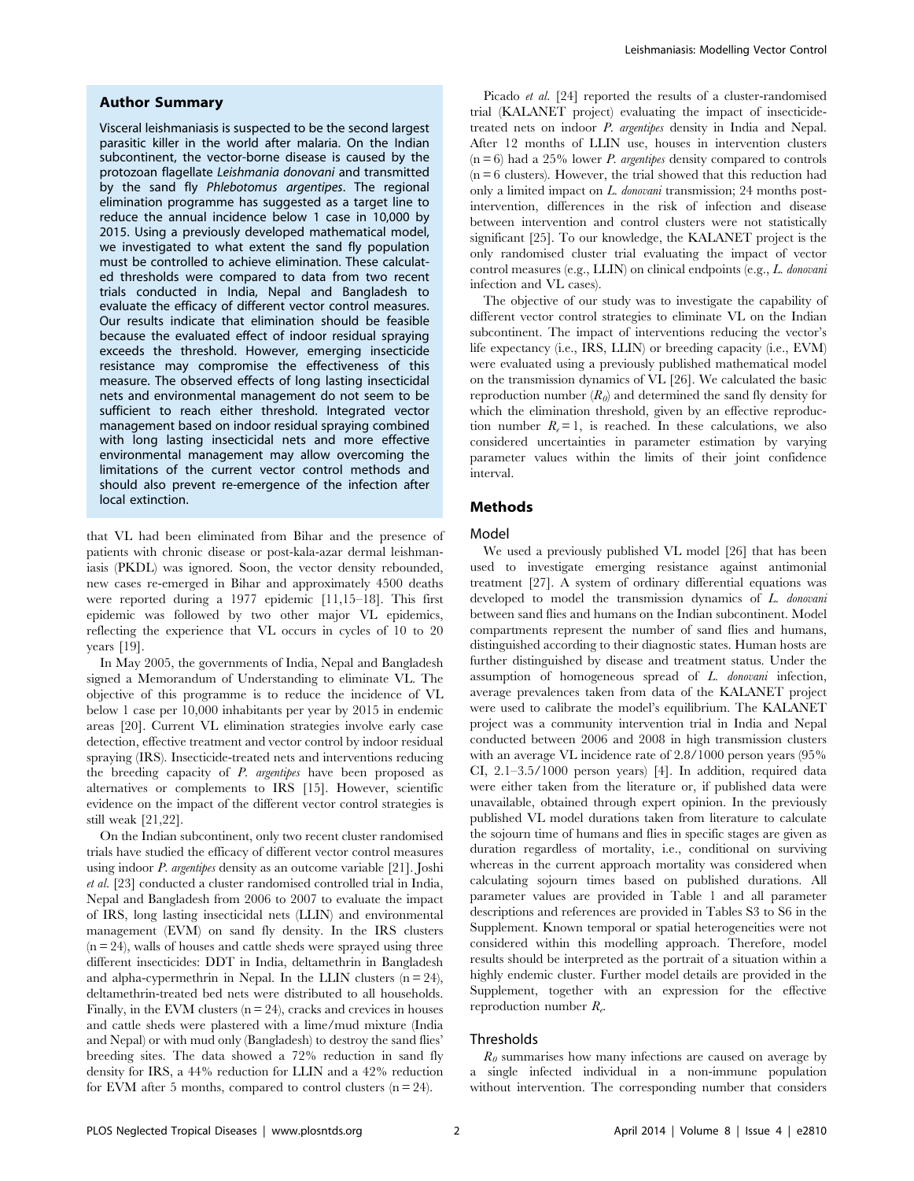## Author Summary

Visceral leishmaniasis is suspected to be the second largest parasitic killer in the world after malaria. On the Indian subcontinent, the vector-borne disease is caused by the protozoan flagellate *Leishmania donovani* and transmitted by the sand fly *Phlebotomus argentipes*. The regional elimination programme has suggested as a target line to reduce the annual incidence below 1 case in 10,000 by 2015. Using a previously developed mathematical model, we investigated to what extent the sand fly population must be controlled to achieve elimination. These calculated thresholds were compared to data from two recent trials conducted in India, Nepal and Bangladesh to evaluate the efficacy of different vector control measures. Our results indicate that elimination should be feasible because the evaluated effect of indoor residual spraying exceeds the threshold. However, emerging insecticide resistance may compromise the effectiveness of this measure. The observed effects of long lasting insecticidal nets and environmental management do not seem to be sufficient to reach either threshold. Integrated vector management based on indoor residual spraying combined with long lasting insecticidal nets and more effective environmental management may allow overcoming the limitations of the current vector control methods and should also prevent re-emergence of the infection after local extinction.

that VL had been eliminated from Bihar and the presence of patients with chronic disease or post-kala-azar dermal leishmaniasis (PKDL) was ignored. Soon, the vector density rebounded, new cases re-emerged in Bihar and approximately 4500 deaths were reported during a 1977 epidemic [11,15–18]. This first epidemic was followed by two other major VL epidemics, reflecting the experience that VL occurs in cycles of 10 to 20 years [19].

In May 2005, the governments of India, Nepal and Bangladesh signed a Memorandum of Understanding to eliminate VL. The objective of this programme is to reduce the incidence of VL below 1 case per 10,000 inhabitants per year by 2015 in endemic areas [20]. Current VL elimination strategies involve early case detection, effective treatment and vector control by indoor residual spraying (IRS). Insecticide-treated nets and interventions reducing the breeding capacity of *P. argentipes* have been proposed as alternatives or complements to IRS [15]. However, scientific evidence on the impact of the different vector control strategies is still weak [21,22].

On the Indian subcontinent, only two recent cluster randomised trials have studied the efficacy of different vector control measures using indoor *P. argentipes* density as an outcome variable [21]. Joshi *et al.* [23] conducted a cluster randomised controlled trial in India, Nepal and Bangladesh from 2006 to 2007 to evaluate the impact of IRS, long lasting insecticidal nets (LLIN) and environmental management (EVM) on sand fly density. In the IRS clusters ($n = 24$), walls of houses and cattle sheds were sprayed using three different insecticides: DDT in India, deltamethrin in Bangladesh and alpha-cypermethrin in Nepal. In the LLIN clusters ($n = 24$), deltamethrin-treated bed nets were distributed to all households. Finally, in the EVM clusters ($n = 24$), cracks and crevices in houses and cattle sheds were plastered with a lime/mud mixture (India and Nepal) or with mud only (Bangladesh) to destroy the sand flies' breeding sites. The data showed a 72% reduction in sand fly density for IRS, a 44% reduction for LLIN and a 42% reduction for EVM after 5 months, compared to control clusters ($n = 24$).

Picado *et al.* [24] reported the results of a cluster-randomised trial (KALANET project) evaluating the impact of insecticide-treated nets on indoor *P. argentipes* density in India and Nepal. After 12 months of LLIN use, houses in intervention clusters ($n = 6$) had a 25% lower *P. argentipes* density compared to controls ($n = 6$ clusters). However, the trial showed that this reduction had only a limited impact on *L. donovani* transmission; 24 months post-intervention, differences in the risk of infection and disease between intervention and control clusters were not statistically significant [25]. To our knowledge, the KALANET project is the only randomised cluster trial evaluating the impact of vector control measures (e.g., LLIN) on clinical endpoints (e.g., *L. donovani* infection and VL cases).

The objective of our study was to investigate the capability of different vector control strategies to eliminate VL on the Indian subcontinent. The impact of interventions reducing the vector's life expectancy (i.e., IRS, LLIN) or breeding capacity (i.e., EVM) were evaluated using a previously published mathematical model on the transmission dynamics of VL [26]. We calculated the basic reproduction number ($R_0$) and determined the sand fly density for which the elimination threshold, given by an effective reproduction number $R_e = 1$, is reached. In these calculations, we also considered uncertainties in parameter estimation by varying parameter values within the limits of their joint confidence interval.

## Methods

### Model

We used a previously published VL model [26] that has been used to investigate emerging resistance against antimonial treatment [27]. A system of ordinary differential equations was developed to model the transmission dynamics of *L. donovani* between sand flies and humans on the Indian subcontinent. Model compartments represent the number of sand flies and humans, distinguished according to their diagnostic states. Human hosts are further distinguished by disease and treatment status. Under the assumption of homogeneous spread of *L. donovani* infection, average prevalences taken from data of the KALANET project were used to calibrate the model's equilibrium. The KALANET project was a community intervention trial in India and Nepal conducted between 2006 and 2008 in high transmission clusters with an average VL incidence rate of 2.8/1000 person years (95% CI, 2.1–3.5/1000 person years) [4]. In addition, required data were either taken from the literature or, if published data were unavailable, obtained through expert opinion. In the previously published VL model durations taken from literature to calculate the sojourn time of humans and flies in specific stages are given as duration regardless of mortality, i.e., conditional on surviving whereas in the current approach mortality was considered when calculating sojourn times based on published durations. All parameter values are provided in Table 1 and all parameter descriptions and references are provided in Tables S3 to S6 in the Supplement. Known temporal or spatial heterogeneities were not considered within this modelling approach. Therefore, model results should be interpreted as the portrait of a situation within a highly endemic cluster. Further model details are provided in the Supplement, together with an expression for the effective reproduction number $R_e$.

### Thresholds

$R_0$ summarises how many infections are caused on average by a single infected individual in a non-immune population without intervention. The corresponding number that considers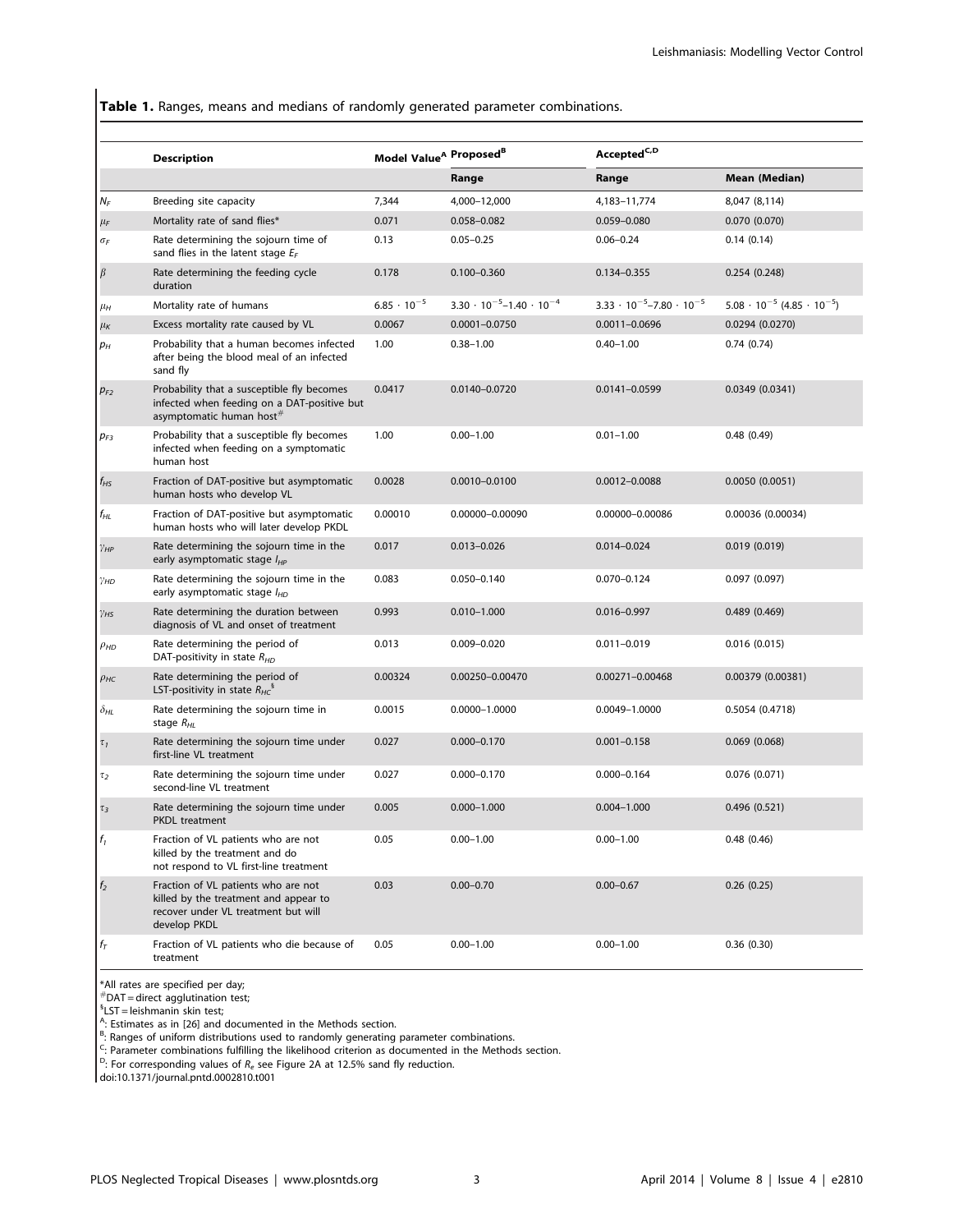**Table 1.** Ranges, means and medians of randomly generated parameter combinations.

| | Description | Model Value[A] | Proposed[B] | Accepted[C,D] | |
|---|---|---|---|---|---|
| | | | Range | Range | Mean (Median) |
| $N_F$ | Breeding site capacity | 7,344 | 4,000–12,000 | 4,183–11,774 | 8,047 (8,114) |
| $\mu_F$ | Mortality rate of sand flies* | 0.071 | 0.058–0.082 | 0.059–0.080 | 0.070 (0.070) |
| $\sigma_F$ | Rate determining the sojourn time of sand flies in the latent stage $E_F$ | 0.13 | 0.05–0.25 | 0.06–0.24 | 0.14 (0.14) |
| $\beta$ | Rate determining the feeding cycle duration | 0.178 | 0.100–0.360 | 0.134–0.355 | 0.254 (0.248) |
| $\mu_H$ | Mortality rate of humans | $6.85 \cdot 10^{-5}$ | $3.30 \cdot 10^{-5}$–$1.40 \cdot 10^{-4}$ | $3.33 \cdot 10^{-5}$–$7.80 \cdot 10^{-5}$ | $5.08 \cdot 10^{-5}$ ($4.85 \cdot 10^{-5}$) |
| $\mu_K$ | Excess mortality rate caused by VL | 0.0067 | 0.0001–0.0750 | 0.0011–0.0696 | 0.0294 (0.0270) |
| $p_H$ | Probability that a human becomes infected after being the blood meal of an infected sand fly | 1.00 | 0.38–1.00 | 0.40–1.00 | 0.74 (0.74) |
| $p_{F2}$ | Probability that a susceptible fly becomes infected when feeding on a DAT-positive but asymptomatic human host[#] | 0.0417 | 0.0140–0.0720 | 0.0141–0.0599 | 0.0349 (0.0341) |
| $p_{F3}$ | Probability that a susceptible fly becomes infected when feeding on a symptomatic human host | 1.00 | 0.00–1.00 | 0.01–1.00 | 0.48 (0.49) |
| $f_{HS}$ | Fraction of DAT-positive but asymptomatic human hosts who develop VL | 0.0028 | 0.0010–0.0100 | 0.0012–0.0088 | 0.0050 (0.0051) |
| $f_{HL}$ | Fraction of DAT-positive but asymptomatic human hosts who will later develop PKDL | 0.00010 | 0.00000–0.00090 | 0.00000–0.00086 | 0.00036 (0.00034) |
| $\gamma_{HP}$ | Rate determining the sojourn time in the early asymptomatic stage $I_{HP}$ | 0.017 | 0.013–0.026 | 0.014–0.024 | 0.019 (0.019) |
| $\gamma_{HD}$ | Rate determining the sojourn time in the early asymptomatic stage $I_{HD}$ | 0.083 | 0.050–0.140 | 0.070–0.124 | 0.097 (0.097) |
| $\gamma_{HS}$ | Rate determining the duration between diagnosis of VL and onset of treatment | 0.993 | 0.010–1.000 | 0.016–0.997 | 0.489 (0.469) |
| $\rho_{HD}$ | Rate determining the period of DAT-positivity in state $R_{HD}$ | 0.013 | 0.009–0.020 | 0.011–0.019 | 0.016 (0.015) |
| $\rho_{HC}$ | Rate determining the period of LST-positivity in state $R_{HC}$[§] | 0.00324 | 0.00250–0.00470 | 0.00271–0.00468 | 0.00379 (0.00381) |
| $\delta_{HL}$ | Rate determining the sojourn time in stage $R_{HL}$ | 0.0015 | 0.0000–1.0000 | 0.0049–1.0000 | 0.5054 (0.4718) |
| $\tau_1$ | Rate determining the sojourn time under first-line VL treatment | 0.027 | 0.000–0.170 | 0.001–0.158 | 0.069 (0.068) |
| $\tau_2$ | Rate determining the sojourn time under second-line VL treatment | 0.027 | 0.000–0.170 | 0.000–0.164 | 0.076 (0.071) |
| $\tau_3$ | Rate determining the sojourn time under PKDL treatment | 0.005 | 0.000–1.000 | 0.004–1.000 | 0.496 (0.521) |
| $f_1$ | Fraction of VL patients who are not killed by the treatment and do not respond to VL first-line treatment | 0.05 | 0.00–1.00 | 0.00–1.00 | 0.48 (0.46) |
| $f_2$ | Fraction of VL patients who are not killed by the treatment and appear to recover under VL treatment but will develop PKDL | 0.03 | 0.00–0.70 | 0.00–0.67 | 0.26 (0.25) |
| $f_T$ | Fraction of VL patients who die because of treatment | 0.05 | 0.00–1.00 | 0.00–1.00 | 0.36 (0.30) |

*All rates are specified per day;
[#]DAT = direct agglutination test;
[§]LST = leishmanin skin test;
[A]: Estimates as in [26] and documented in the Methods section.
[B]: Ranges of uniform distributions used to randomly generating parameter combinations.
[C]: Parameter combinations fulfilling the likelihood criterion as documented in the Methods section.
[D]: For corresponding values of $R_e$ see Figure 2A at 12.5% sand fly reduction.
doi:10.1371/journal.pntd.0002810.t001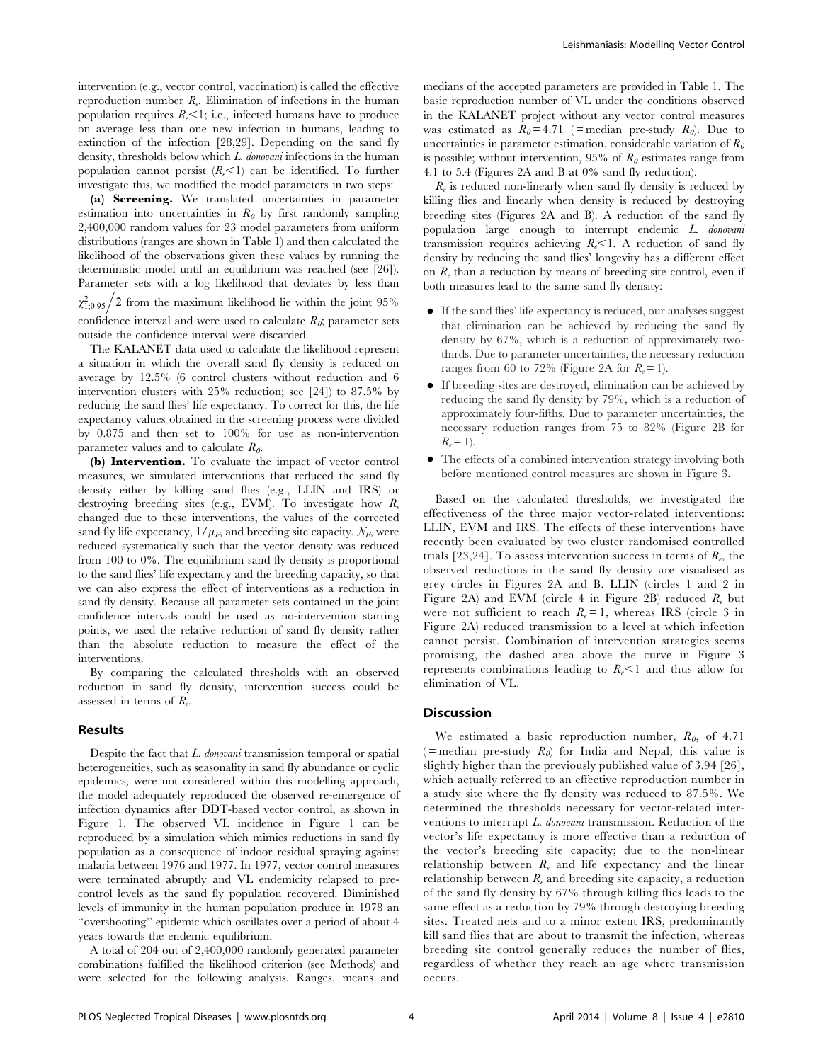intervention (e.g., vector control, vaccination) is called the effective reproduction number $R_e$. Elimination of infections in the human population requires $R_e<1$; i.e., infected humans have to produce on average less than one new infection in humans, leading to extinction of the infection [28,29]. Depending on the sand fly density, thresholds below which *L. donovani* infections in the human population cannot persist ($R_e<1$) can be identified. To further investigate this, we modified the model parameters in two steps:

**(a) Screening.** We translated uncertainties in parameter estimation into uncertainties in $R_0$ by first randomly sampling 2,400,000 random values for 23 model parameters from uniform distributions (ranges are shown in Table 1) and then calculated the likelihood of the observations given these values by running the deterministic model until an equilibrium was reached (see [26]). Parameter sets with a log likelihood that deviates by less than $\chi^2_{1;0.95}/2$ from the maximum likelihood lie within the joint 95% confidence interval and were used to calculate $R_0$; parameter sets outside the confidence interval were discarded.

The KALANET data used to calculate the likelihood represent a situation in which the overall sand fly density is reduced on average by 12.5% (6 control clusters without reduction and 6 intervention clusters with 25% reduction; see [24]) to 87.5% by reducing the sand flies' life expectancy. To correct for this, the life expectancy values obtained in the screening process were divided by 0.875 and then set to 100% for use as non-intervention parameter values and to calculate $R_0$.

**(b) Intervention.** To evaluate the impact of vector control measures, we simulated interventions that reduced the sand fly density either by killing sand flies (e.g., LLIN and IRS) or destroying breeding sites (e.g., EVM). To investigate how $R_e$ changed due to these interventions, the values of the corrected sand fly life expectancy, $1/\mu_F$, and breeding site capacity, $N_F$, were reduced systematically such that the vector density was reduced from 100 to 0%. The equilibrium sand fly density is proportional to the sand flies' life expectancy and the breeding capacity, so that we can also express the effect of interventions as a reduction in sand fly density. Because all parameter sets contained in the joint confidence intervals could be used as no-intervention starting points, we used the relative reduction of sand fly density rather than the absolute reduction to measure the effect of the interventions.

By comparing the calculated thresholds with an observed reduction in sand fly density, intervention success could be assessed in terms of $R_e$.

## Results

Despite the fact that *L. donovani* transmission temporal or spatial heterogeneities, such as seasonality in sand fly abundance or cyclic epidemics, were not considered within this modelling approach, the model adequately reproduced the observed re-emergence of infection dynamics after DDT-based vector control, as shown in Figure 1. The observed VL incidence in Figure 1 can be reproduced by a simulation which mimics reductions in sand fly population as a consequence of indoor residual spraying against malaria between 1976 and 1977. In 1977, vector control measures were terminated abruptly and VL endemicity relapsed to pre-control levels as the sand fly population recovered. Diminished levels of immunity in the human population produce in 1978 an "overshooting" epidemic which oscillates over a period of about 4 years towards the endemic equilibrium.

A total of 204 out of 2,400,000 randomly generated parameter combinations fulfilled the likelihood criterion (see Methods) and were selected for the following analysis. Ranges, means and medians of the accepted parameters are provided in Table 1. The basic reproduction number of VL under the conditions observed in the KALANET project without any vector control measures was estimated as $R_0=4.71$ (= median pre-study $R_0$). Due to uncertainties in parameter estimation, considerable variation of $R_0$ is possible; without intervention, 95% of $R_0$ estimates range from 4.1 to 5.4 (Figures 2A and B at 0% sand fly reduction).

$R_e$ is reduced non-linearly when sand fly density is reduced by killing flies and linearly when density is reduced by destroying breeding sites (Figures 2A and B). A reduction of the sand fly population large enough to interrupt endemic *L. donovani* transmission requires achieving $R_e<1$. A reduction of sand fly density by reducing the sand flies' longevity has a different effect on $R_e$ than a reduction by means of breeding site control, even if both measures lead to the same sand fly density:

- If the sand flies' life expectancy is reduced, our analyses suggest that elimination can be achieved by reducing the sand fly density by 67%, which is a reduction of approximately two-thirds. Due to parameter uncertainties, the necessary reduction ranges from 60 to 72% (Figure 2A for $R_e=1$).
- If breeding sites are destroyed, elimination can be achieved by reducing the sand fly density by 79%, which is a reduction of approximately four-fifths. Due to parameter uncertainties, the necessary reduction ranges from 75 to 82% (Figure 2B for $R_e=1$).
- The effects of a combined intervention strategy involving both before mentioned control measures are shown in Figure 3.

Based on the calculated thresholds, we investigated the effectiveness of the three major vector-related interventions: LLIN, EVM and IRS. The effects of these interventions have recently been evaluated by two cluster randomised controlled trials [23,24]. To assess intervention success in terms of $R_e$, the observed reductions in the sand fly density are visualised as grey circles in Figures 2A and B. LLIN (circles 1 and 2 in Figure 2A) and EVM (circle 4 in Figure 2B) reduced $R_e$ but were not sufficient to reach $R_e=1$, whereas IRS (circle 3 in Figure 2A) reduced transmission to a level at which infection cannot persist. Combination of intervention strategies seems promising, the dashed area above the curve in Figure 3 represents combinations leading to $R_e<1$ and thus allow for elimination of VL.

## Discussion

We estimated a basic reproduction number, $R_0$, of 4.71 (= median pre-study $R_0$) for India and Nepal; this value is slightly higher than the previously published value of 3.94 [26], which actually referred to an effective reproduction number in a study site where the fly density was reduced to 87.5%. We determined the thresholds necessary for vector-related interventions to interrupt *L. donovani* transmission. Reduction of the vector's life expectancy is more effective than a reduction of the vector's breeding site capacity; due to the non-linear relationship between $R_e$ and life expectancy and the linear relationship between $R_e$ and breeding site capacity, a reduction of the sand fly density by 67% through killing flies leads to the same effect as a reduction by 79% through destroying breeding sites. Treated nets and to a minor extent IRS, predominantly kill sand flies that are about to transmit the infection, whereas breeding site control generally reduces the number of flies, regardless of whether they reach an age where transmission occurs.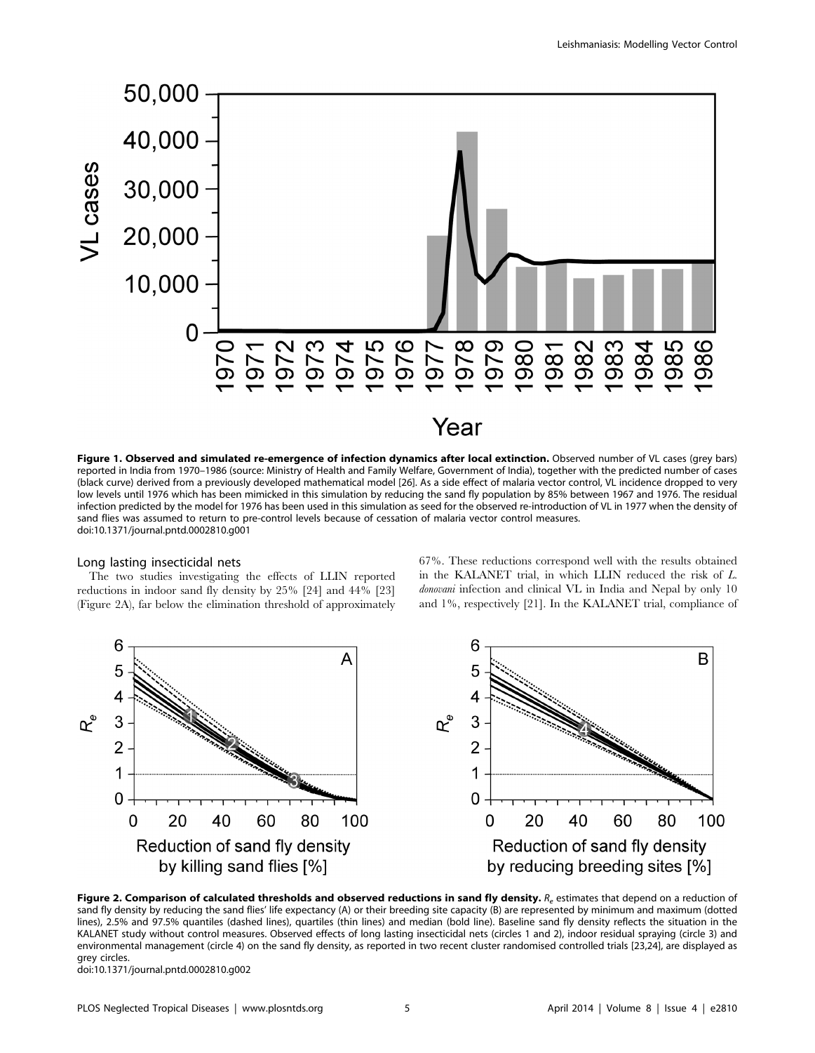**Figure 1. Observed and simulated re-emergence of infection dynamics after local extinction.** Observed number of VL cases (grey bars) reported in India from 1970–1986 (source: Ministry of Health and Family Welfare, Government of India), together with the predicted number of cases (black curve) derived from a previously developed mathematical model [26]. As a side effect of malaria vector control, VL incidence dropped to very low levels until 1976 which has been mimicked in this simulation by reducing the sand fly population by 85% between 1967 and 1976. The residual infection predicted by the model for 1976 has been used in this simulation as seed for the observed re-introduction of VL in 1977 when the density of sand flies was assumed to return to pre-control levels because of cessation of malaria vector control measures.
doi:10.1371/journal.pntd.0002810.g001

### Long lasting insecticidal nets

The two studies investigating the effects of LLIN reported reductions in indoor sand fly density by 25% [24] and 44% [23] (Figure 2A), far below the elimination threshold of approximately 67%. These reductions correspond well with the results obtained in the KALANET trial, in which LLIN reduced the risk of *L. donovani* infection and clinical VL in India and Nepal by only 10 and 1%, respectively [21]. In the KALANET trial, compliance of

**Figure 2. Comparison of calculated thresholds and observed reductions in sand fly density.** $R_e$ estimates that depend on a reduction of sand fly density by reducing the sand flies' life expectancy (A) or their breeding site capacity (B) are represented by minimum and maximum (dotted lines), 2.5% and 97.5% quantiles (dashed lines), quartiles (thin lines) and median (bold line). Baseline sand fly density reflects the situation in the KALANET study without control measures. Observed effects of long lasting insecticidal nets (circles 1 and 2), indoor residual spraying (circle 3) and environmental management (circle 4) on the sand fly density, as reported in two recent cluster randomised controlled trials [23,24], are displayed as grey circles.
doi:10.1371/journal.pntd.0002810.g002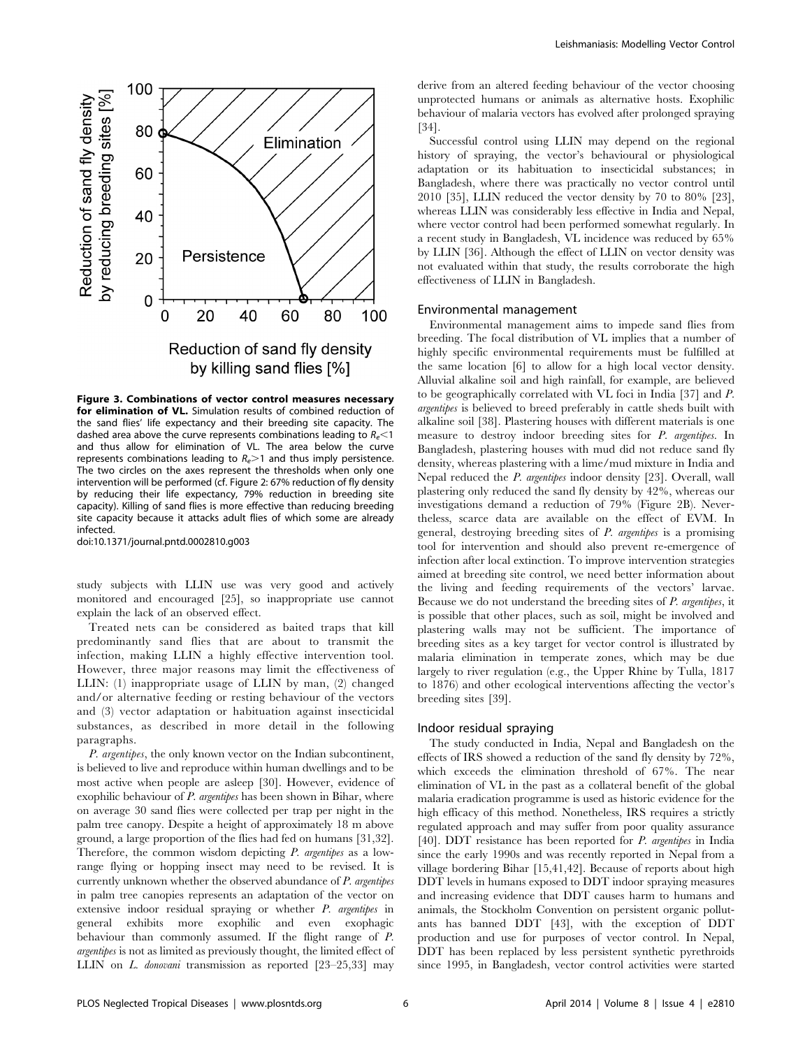**Figure 3. Combinations of vector control measures necessary for elimination of VL.** Simulation results of combined reduction of the sand flies' life expectancy and their breeding site capacity. The dashed area above the curve represents combinations leading to $R_e<1$ and thus allow for elimination of VL. The area below the curve represents combinations leading to $R_e>1$ and thus imply persistence. The two circles on the axes represent the thresholds when only one intervention will be performed (cf. Figure 2: 67% reduction of fly density by reducing their life expectancy, 79% reduction in breeding site capacity). Killing of sand flies is more effective than reducing breeding site capacity because it attacks adult flies of which some are already infected.
doi:10.1371/journal.pntd.0002810.g003

study subjects with LLIN use was very good and actively monitored and encouraged [25], so inappropriate use cannot explain the lack of an observed effect.

Treated nets can be considered as baited traps that kill predominantly sand flies that are about to transmit the infection, making LLIN a highly effective intervention tool. However, three major reasons may limit the effectiveness of LLIN: (1) inappropriate usage of LLIN by man, (2) changed and/or alternative feeding or resting behaviour of the vectors and (3) vector adaptation or habituation against insecticidal substances, as described in more detail in the following paragraphs.

*P. argentipes*, the only known vector on the Indian subcontinent, is believed to live and reproduce within human dwellings and to be most active when people are asleep [30]. However, evidence of exophilic behaviour of *P. argentipes* has been shown in Bihar, where on average 30 sand flies were collected per trap per night in the palm tree canopy. Despite a height of approximately 18 m above ground, a large proportion of the flies had fed on humans [31,32]. Therefore, the common wisdom depicting *P. argentipes* as a low-range flying or hopping insect may need to be revised. It is currently unknown whether the observed abundance of *P. argentipes* in palm tree canopies represents an adaptation of the vector on extensive indoor residual spraying or whether *P. argentipes* in general exhibits more exophilic and even exophagic behaviour than commonly assumed. If the flight range of *P. argentipes* is not as limited as previously thought, the limited effect of LLIN on *L. donovani* transmission as reported [23–25,33] may derive from an altered feeding behaviour of the vector choosing unprotected humans or animals as alternative hosts. Exophilic behaviour of malaria vectors has evolved after prolonged spraying [34].

Successful control using LLIN may depend on the regional history of spraying, the vector's behavioural or physiological adaptation or its habituation to insecticidal substances; in Bangladesh, where there was practically no vector control until 2010 [35], LLIN reduced the vector density by 70 to 80% [23], whereas LLIN was considerably less effective in India and Nepal, where vector control had been performed somewhat regularly. In a recent study in Bangladesh, VL incidence was reduced by 65% by LLIN [36]. Although the effect of LLIN on vector density was not evaluated within that study, the results corroborate the high effectiveness of LLIN in Bangladesh.

### Environmental management

Environmental management aims to impede sand flies from breeding. The focal distribution of VL implies that a number of highly specific environmental requirements must be fulfilled at the same location [6] to allow for a high local vector density. Alluvial alkaline soil and high rainfall, for example, are believed to be geographically correlated with VL foci in India [37] and *P. argentipes* is believed to breed preferably in cattle sheds built with alkaline soil [38]. Plastering houses with different materials is one measure to destroy indoor breeding sites for *P. argentipes*. In Bangladesh, plastering houses with mud did not reduce sand fly density, whereas plastering with a lime/mud mixture in India and Nepal reduced the *P. argentipes* indoor density [23]. Overall, wall plastering only reduced the sand fly density by 42%, whereas our investigations demand a reduction of 79% (Figure 2B). Nevertheless, scarce data are available on the effect of EVM. In general, destroying breeding sites of *P. argentipes* is a promising tool for intervention and should also prevent re-emergence of infection after local extinction. To improve intervention strategies aimed at breeding site control, we need better information about the living and feeding requirements of the vectors' larvae. Because we do not understand the breeding sites of *P. argentipes*, it is possible that other places, such as soil, might be involved and plastering walls may not be sufficient. The importance of breeding sites as a key target for vector control is illustrated by malaria elimination in temperate zones, which may be due largely to river regulation (e.g., the Upper Rhine by Tulla, 1817 to 1876) and other ecological interventions affecting the vector's breeding sites [39].

### Indoor residual spraying

The study conducted in India, Nepal and Bangladesh on the effects of IRS showed a reduction of the sand fly density by 72%, which exceeds the elimination threshold of 67%. The near elimination of VL in the past as a collateral benefit of the global malaria eradication programme is used as historic evidence for the high efficacy of this method. Nonetheless, IRS requires a strictly regulated approach and may suffer from poor quality assurance [40]. DDT resistance has been reported for *P. argentipes* in India since the early 1990s and was recently reported in Nepal from a village bordering Bihar [15,41,42]. Because of reports about high DDT levels in humans exposed to DDT indoor spraying measures and increasing evidence that DDT causes harm to humans and animals, the Stockholm Convention on persistent organic pollutants has banned DDT [43], with the exception of DDT production and use for purposes of vector control. In Nepal, DDT has been replaced by less persistent synthetic pyrethroids since 1995, in Bangladesh, vector control activities were started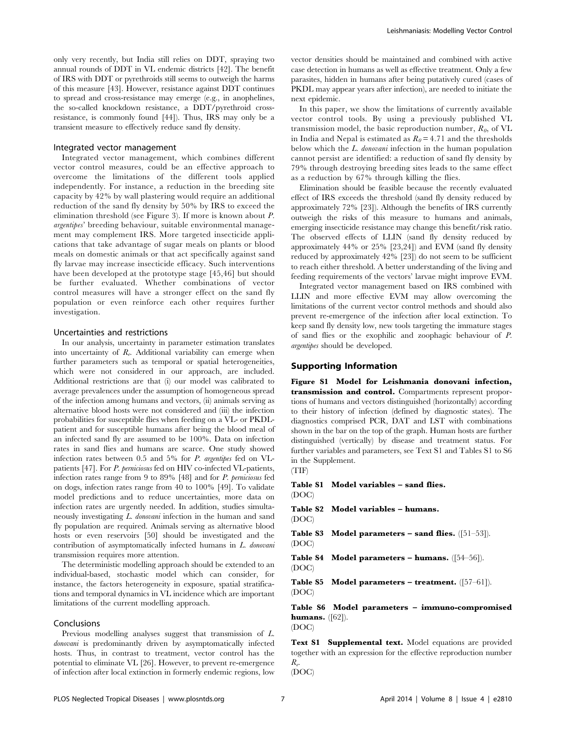only very recently, but India still relies on DDT, spraying two annual rounds of DDT in VL endemic districts [42]. The benefit of IRS with DDT or pyrethroids still seems to outweigh the harms of this measure [43]. However, resistance against DDT continues to spread and cross-resistance may emerge (e.g., in anophelines, the so-called knockdown resistance, a DDT/pyrethroid cross-resistance, is commonly found [44]). Thus, IRS may only be a transient measure to effectively reduce sand fly density.

### Integrated vector management

Integrated vector management, which combines different vector control measures, could be an effective approach to overcome the limitations of the different tools applied independently. For instance, a reduction in the breeding site capacity by 42% by wall plastering would require an additional reduction of the sand fly density by 50% by IRS to exceed the elimination threshold (see Figure 3). If more is known about *P. argentipes*' breeding behaviour, suitable environmental management may complement IRS. More targeted insecticide applications that take advantage of sugar meals on plants or blood meals on domestic animals or that act specifically against sand fly larvae may increase insecticide efficacy. Such interventions have been developed at the prototype stage [45,46] but should be further evaluated. Whether combinations of vector control measures will have a stronger effect on the sand fly population or even reinforce each other requires further investigation.

### Uncertainties and restrictions

In our analysis, uncertainty in parameter estimation translates into uncertainty of $R_e$. Additional variability can emerge when further parameters such as temporal or spatial heterogeneities, which were not considered in our approach, are included. Additional restrictions are that (i) our model was calibrated to average prevalences under the assumption of homogeneous spread of the infection among humans and vectors, (ii) animals serving as alternative blood hosts were not considered and (iii) the infection probabilities for susceptible flies when feeding on a VL- or PKDL-patient and for susceptible humans after being the blood meal of an infected sand fly are assumed to be 100%. Data on infection rates in sand flies and humans are scarce. One study showed infection rates between 0.5 and 5% for *P. argentipes* fed on VL-patients [47]. For *P. perniciosus* fed on HIV co-infected VL-patients, infection rates range from 9 to 89% [48] and for *P. perniciosus* fed on dogs, infection rates range from 40 to 100% [49]. To validate model predictions and to reduce uncertainties, more data on infection rates are urgently needed. In addition, studies simultaneously investigating *L. donovani* infection in the human and sand fly population are required. Animals serving as alternative blood hosts or even reservoirs [50] should be investigated and the contribution of asymptomatically infected humans in *L. donovani* transmission requires more attention.

The deterministic modelling approach should be extended to an individual-based, stochastic model which can consider, for instance, the factors heterogeneity in exposure, spatial stratifications and temporal dynamics in VL incidence which are important limitations of the current modelling approach.

### Conclusions

Previous modelling analyses suggest that transmission of *L. donovani* is predominantly driven by asymptomatically infected hosts. Thus, in contrast to treatment, vector control has the potential to eliminate VL [26]. However, to prevent re-emergence of infection after local extinction in formerly endemic regions, low vector densities should be maintained and combined with active case detection in humans as well as effective treatment. Only a few parasites, hidden in humans after being putatively cured (cases of PKDL may appear years after infection), are needed to initiate the next epidemic.

In this paper, we show the limitations of currently available vector control tools. By using a previously published VL transmission model, the basic reproduction number, $R_0$, of VL in India and Nepal is estimated as $R_0 = 4.71$ and the thresholds below which the *L. donovani* infection in the human population cannot persist are identified: a reduction of sand fly density by 79% through destroying breeding sites leads to the same effect as a reduction by 67% through killing the flies.

Elimination should be feasible because the recently evaluated effect of IRS exceeds the threshold (sand fly density reduced by approximately 72% [23]). Although the benefits of IRS currently outweigh the risks of this measure to humans and animals, emerging insecticide resistance may change this benefit/risk ratio. The observed effects of LLIN (sand fly density reduced by approximately 44% or 25% [23,24]) and EVM (sand fly density reduced by approximately 42% [23]) do not seem to be sufficient to reach either threshold. A better understanding of the living and feeding requirements of the vectors' larvae might improve EVM.

Integrated vector management based on IRS combined with LLIN and more effective EVM may allow overcoming the limitations of the current vector control methods and should also prevent re-emergence of the infection after local extinction. To keep sand fly density low, new tools targeting the immature stages of sand flies or the exophilic and zoophagic behaviour of *P. argentipes* should be developed.

## Supporting Information

**Figure S1 Model for Leishmania donovani infection, transmission and control.** Compartments represent proportions of humans and vectors distinguished (horizontally) according to their history of infection (defined by diagnostic states). The diagnostics comprised PCR, DAT and LST with combinations shown in the bar on the top of the graph. Human hosts are further distinguished (vertically) by disease and treatment status. For further variables and parameters, see Text S1 and Tables S1 to S6 in the Supplement.
(TIF)

**Table S1 Model variables – sand flies.**
(DOC)

**Table S2 Model variables – humans.**
(DOC)

**Table S3 Model parameters – sand flies.** ([51–53]).
(DOC)

**Table S4 Model parameters – humans.** ([54–56]).
(DOC)

**Table S5 Model parameters – treatment.** ([57–61]).
(DOC)

**Table S6 Model parameters – immuno-compromised humans.** ([62]).
(DOC)

**Text S1 Supplemental text.** Model equations are provided together with an expression for the effective reproduction number $R_e$.
(DOC)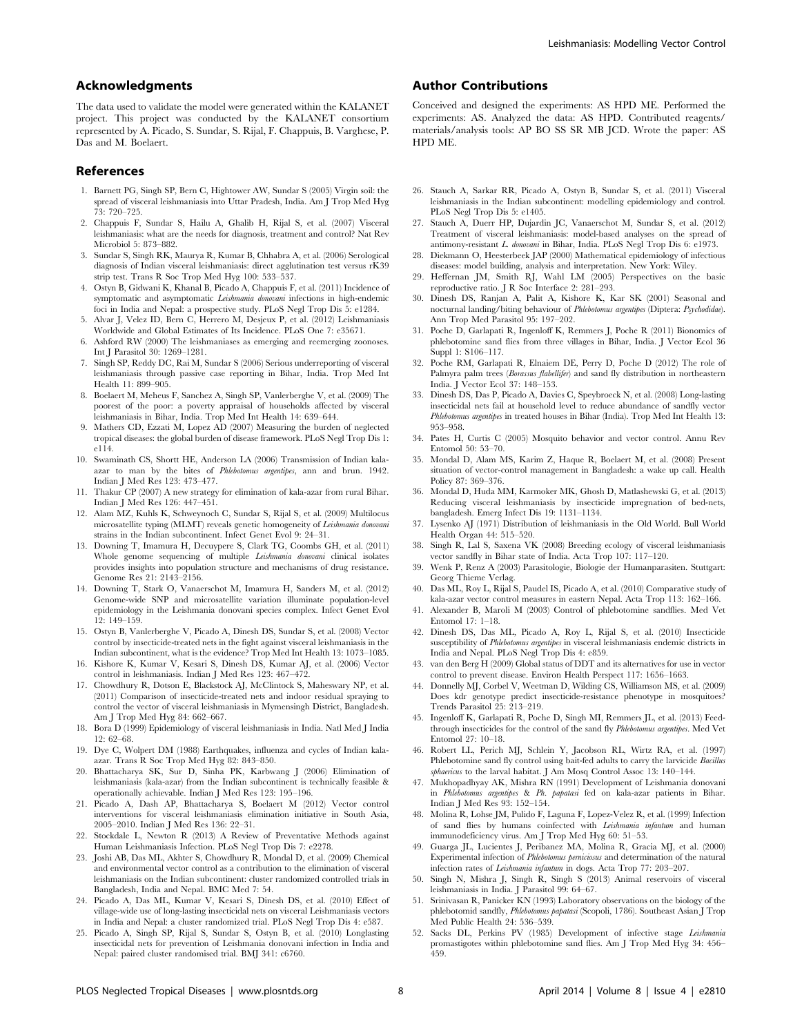## Acknowledgments

The data used to validate the model were generated within the KALANET project. This project was conducted by the KALANET consortium represented by A. Picado, S. Sundar, S. Rijal, F. Chappuis, B. Varghese, P. Das and M. Boelaert.

## Author Contributions

Conceived and designed the experiments: AS HPD ME. Performed the experiments: AS. Analyzed the data: AS HPD. Contributed reagents/materials/analysis tools: AP BO SS SR MB JCD. Wrote the paper: AS HPD ME.

## References

1. Barnett PG, Singh SP, Bern C, Hightower AW, Sundar S (2005) Virgin soil: the spread of visceral leishmaniasis into Uttar Pradesh, India. Am J Trop Med Hyg 73: 720–725.
2. Chappuis F, Sundar S, Hailu A, Ghalib H, Rijal S, et al. (2007) Visceral leishmaniasis: what are the needs for diagnosis, treatment and control? Nat Rev Microbiol 5: 873–882.
3. Sundar S, Singh RK, Maurya R, Kumar B, Chhabra A, et al. (2006) Serological diagnosis of Indian visceral leishmaniasis: direct agglutination test versus rK39 strip test. Trans R Soc Trop Med Hyg 100: 533–537.
4. Ostyn B, Gidwani K, Khanal B, Picado A, Chappuis F, et al. (2011) Incidence of symptomatic and asymptomatic *Leishmania donovani* infections in high-endemic foci in India and Nepal: a prospective study. PLoS Negl Trop Dis 5: e1284.
5. Alvar J, Velez ID, Bern C, Herrero M, Desjeux P, et al. (2012) Leishmaniasis Worldwide and Global Estimates of Its Incidence. PLoS One 7: e35671.
6. Ashford RW (2000) The leishmaniases as emerging and reemerging zoonoses. Int J Parasitol 30: 1269–1281.
7. Singh SP, Reddy DC, Rai M, Sundar S (2006) Serious underreporting of visceral leishmaniasis through passive case reporting in Bihar, India. Trop Med Int Health 11: 899–905.
8. Boelaert M, Meheus F, Sanchez A, Singh SP, Vanlerberghe V, et al. (2009) The poorest of the poor: a poverty appraisal of households affected by visceral leishmaniasis in Bihar, India. Trop Med Int Health 14: 639–644.
9. Mathers CD, Ezzati M, Lopez AD (2007) Measuring the burden of neglected tropical diseases: the global burden of disease framework. PLoS Negl Trop Dis 1: e114.
10. Swaminath CS, Shortt HE, Anderson LA (2006) Transmission of Indian kala-azar to man by the bites of *Phlebotomus argentipes*, ann and brun. 1942. Indian J Med Res 123: 473–477.
11. Thakur CP (2007) A new strategy for elimination of kala-azar from rural Bihar. Indian J Med Res 126: 447–451.
12. Alam MZ, Kuhls K, Schweynoch C, Sundar S, Rijal S, et al. (2009) Multilocus microsatellite typing (MLMT) reveals genetic homogeneity of *Leishmania donovani* strains in the Indian subcontinent. Infect Genet Evol 9: 24–31.
13. Downing T, Imamura H, Decuypere S, Clark TG, Coombs GH, et al. (2011) Whole genome sequencing of multiple *Leishmania donovani* clinical isolates provides insights into population structure and mechanisms of drug resistance. Genome Res 21: 2143–2156.
14. Downing T, Stark O, Vanaerschot M, Imamura H, Sanders M, et al. (2012) Genome-wide SNP and microsatellite variation illuminate population-level epidemiology in the Leishmania donovani species complex. Infect Genet Evol 12: 149–159.
15. Ostyn B, Vanlerberghe V, Picado A, Dinesh DS, Sundar S, et al. (2008) Vector control by insecticide-treated nets in the fight against visceral leishmaniasis in the Indian subcontinent, what is the evidence? Trop Med Int Health 13: 1073–1085.
16. Kishore K, Kumar V, Kesari S, Dinesh DS, Kumar AJ, et al. (2006) Vector control in leishmaniasis. Indian J Med Res 123: 467–472.
17. Chowdhury R, Dotson E, Blackstock AJ, McClintock S, Maheswary NP, et al. (2011) Comparison of insecticide-treated nets and indoor residual spraying to control the vector of visceral leishmaniasis in Mymensingh District, Bangladesh. Am J Trop Med Hyg 84: 662–667.
18. Bora D (1999) Epidemiology of visceral leishmaniasis in India. Natl Med J India 12: 62–68.
19. Dye C, Wolpert DM (1988) Earthquakes, influenza and cycles of Indian kala-azar. Trans R Soc Trop Med Hyg 82: 843–850.
20. Bhattacharya SK, Sur D, Sinha PK, Karbwang J (2006) Elimination of leishmaniasis (kala-azar) from the Indian subcontinent is technically feasible & operationally achievable. Indian J Med Res 123: 195–196.
21. Picado A, Dash AP, Bhattacharya S, Boelaert M (2012) Vector control interventions for visceral leishmaniasis elimination initiative in South Asia, 2005–2010. Indian J Med Res 136: 22–31.
22. Stockdale L, Newton R (2013) A Review of Preventative Methods against Human Leishmaniasis Infection. PLoS Negl Trop Dis 7: e2278.
23. Joshi AB, Das ML, Akhter S, Chowdhury R, Mondal D, et al. (2009) Chemical and environmental vector control as a contribution to the elimination of visceral leishmaniasis on the Indian subcontinent: cluster randomized controlled trials in Bangladesh, India and Nepal. BMC Med 7: 54.
24. Picado A, Das ML, Kumar V, Kesari S, Dinesh DS, et al. (2010) Effect of village-wide use of long-lasting insecticidal nets on visceral Leishmaniasis vectors in India and Nepal: a cluster randomized trial. PLoS Negl Trop Dis 4: e587.
25. Picado A, Singh SP, Rijal S, Sundar S, Ostyn B, et al. (2010) Longlasting insecticidal nets for prevention of Leishmania donovani infection in India and Nepal: paired cluster randomised trial. BMJ 341: c6760.
26. Stauch A, Sarkar RR, Picado A, Ostyn B, Sundar S, et al. (2011) Visceral leishmaniasis in the Indian subcontinent: modelling epidemiology and control. PLoS Negl Trop Dis 5: e1405.
27. Stauch A, Duerr HP, Dujardin JC, Vanaerschot M, Sundar S, et al. (2012) Treatment of visceral leishmaniasis: model-based analyses on the spread of antimony-resistant *L. donovani* in Bihar, India. PLoS Negl Trop Dis 6: e1973.
28. Diekmann O, Heesterbeek JAP (2000) Mathematical epidemiology of infectious diseases: model building, analysis and interpretation. New York: Wiley.
29. Heffernan JM, Smith RJ, Wahl LM (2005) Perspectives on the basic reproductive ratio. J R Soc Interface 2: 281–293.
30. Dinesh DS, Ranjan A, Palit A, Kishore K, Kar SK (2001) Seasonal and nocturnal landing/biting behaviour of *Phlebotomus argentipes* (Diptera: *Psychodidae*). Ann Trop Med Parasitol 95: 197–202.
31. Poche D, Garlapati R, Ingenloff K, Remmers J, Poche R (2011) Bionomics of phlebotomine sand flies from three villages in Bihar, India. J Vector Ecol 36 Suppl 1: S106–117.
32. Poche RM, Garlapati R, Elnaiem DE, Perry D, Poche D (2012) The role of Palmyra palm trees (*Borassus flabellifer*) and sand fly distribution in northeastern India. J Vector Ecol 37: 148–153.
33. Dinesh DS, Das P, Picado A, Davies C, Speybroeck N, et al. (2008) Long-lasting insecticidal nets fail at household level to reduce abundance of sandfly vector *Phlebotomus argentipes* in treated houses in Bihar (India). Trop Med Int Health 13: 953–958.
34. Pates H, Curtis C (2005) Mosquito behavior and vector control. Annu Rev Entomol 50: 53–70.
35. Mondal D, Alam MS, Karim Z, Haque R, Boelaert M, et al. (2008) Present situation of vector-control management in Bangladesh: a wake up call. Health Policy 87: 369–376.
36. Mondal D, Huda MM, Karmoker MK, Ghosh D, Matlashewski G, et al. (2013) Reducing visceral leishmaniasis by insecticide impregnation of bed-nets, bangladesh. Emerg Infect Dis 19: 1131–1134.
37. Lysenko AJ (1971) Distribution of leishmaniasis in the Old World. Bull World Health Organ 44: 515–520.
38. Singh R, Lal S, Saxena VK (2008) Breeding ecology of visceral leishmaniasis vector sandfly in Bihar state of India. Acta Trop 107: 117–120.
39. Wenk P, Renz A (2003) Parasitologie, Biologie der Humanparasiten. Stuttgart: Georg Thieme Verlag.
40. Das ML, Roy L, Rijal S, Paudel IS, Picado A, et al. (2010) Comparative study of kala-azar vector control measures in eastern Nepal. Acta Trop 113: 162–166.
41. Alexander B, Maroli M (2003) Control of phlebotomine sandflies. Med Vet Entomol 17: 1–18.
42. Dinesh DS, Das ML, Picado A, Roy L, Rijal S, et al. (2010) Insecticide susceptibility of *Phlebotomus argentipes* in visceral leishmaniasis endemic districts in India and Nepal. PLoS Negl Trop Dis 4: e859.
43. van den Berg H (2009) Global status of DDT and its alternatives for use in vector control to prevent disease. Environ Health Perspect 117: 1656–1663.
44. Donnelly MJ, Corbel V, Weetman D, Wilding CS, Williamson MS, et al. (2009) Does kdr genotype predict insecticide-resistance phenotype in mosquitoes? Trends Parasitol 25: 213–219.
45. Ingenloff K, Garlapati R, Poche D, Singh MI, Remmers JL, et al. (2013) Feed-through insecticides for the control of the sand fly *Phlebotomus argentipes*. Med Vet Entomol 27: 10–18.
46. Robert LL, Perich MJ, Schlein Y, Jacobson RL, Wirtz RA, et al. (1997) Phlebotomine sand fly control using bait-fed adults to carry the larvicide *Bacillus sphaericus* to the larval habitat. J Am Mosq Control Assoc 13: 140–144.
47. Mukhopadhyay AK, Mishra RN (1991) Development of Leishmania donovani in *Phlebotomus argentipes* & *Ph. papatasi* fed on kala-azar patients in Bihar. Indian J Med Res 93: 152–154.
48. Molina R, Lohse JM, Pulido F, Laguna F, Lopez-Velez R, et al. (1999) Infection of sand flies by humans coinfected with *Leishmania infantum* and human immunodeficiency virus. Am J Trop Med Hyg 60: 51–53.
49. Guarga JL, Lucientes J, Peribanez MA, Molina R, Gracia MJ, et al. (2000) Experimental infection of *Phlebotomus perniciosus* and determination of the natural infection rates of *Leishmania infantum* in dogs. Acta Trop 77: 203–207.
50. Singh N, Mishra J, Singh R, Singh S (2013) Animal reservoirs of visceral leishmaniasis in India. J Parasitol 99: 64–67.
51. Srinivasan R, Panicker KN (1993) Laboratory observations on the biology of the phlebotomid sandfly, *Phlebotomus papatasi* (Scopoli, 1786). Southeast Asian J Trop Med Public Health 24: 536–539.
52. Sacks DL, Perkins PV (1985) Development of infective stage *Leishmania* promastigotes within phlebotomine sand flies. Am J Trop Med Hyg 34: 456–459.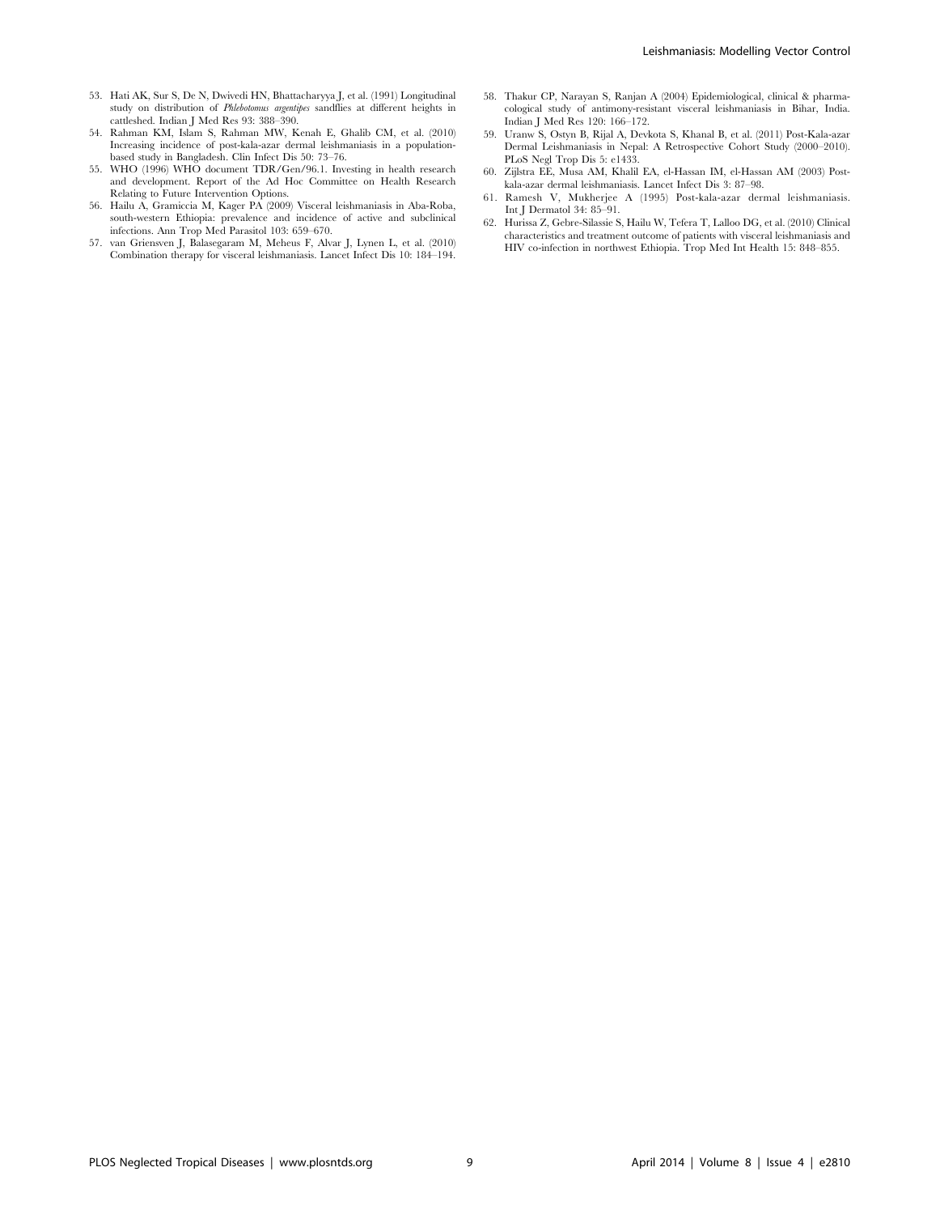53. Hati AK, Sur S, De N, Dwivedi HN, Bhattacharyya J, et al. (1991) Longitudinal study on distribution of *Phlebotomus argentipes* sandflies at different heights in cattleshed. Indian J Med Res 93: 388–390.
54. Rahman KM, Islam S, Rahman MW, Kenah E, Ghalib CM, et al. (2010) Increasing incidence of post-kala-azar dermal leishmaniasis in a population-based study in Bangladesh. Clin Infect Dis 50: 73–76.
55. WHO (1996) WHO document TDR/Gen/96.1. Investing in health research and development. Report of the Ad Hoc Committee on Health Research Relating to Future Intervention Options.
56. Hailu A, Gramiccia M, Kager PA (2009) Visceral leishmaniasis in Aba-Roba, south-western Ethiopia: prevalence and incidence of active and subclinical infections. Ann Trop Med Parasitol 103: 659–670.
57. van Griensven J, Balasegaram M, Meheus F, Alvar J, Lynen L, et al. (2010) Combination therapy for visceral leishmaniasis. Lancet Infect Dis 10: 184–194.
58. Thakur CP, Narayan S, Ranjan A (2004) Epidemiological, clinical & pharmacological study of antimony-resistant visceral leishmaniasis in Bihar, India. Indian J Med Res 120: 166–172.
59. Uranw S, Ostyn B, Rijal A, Devkota S, Khanal B, et al. (2011) Post-Kala-azar Dermal Leishmaniasis in Nepal: A Retrospective Cohort Study (2000–2010). PLoS Negl Trop Dis 5: e1433.
60. Zijlstra EE, Musa AM, Khalil EA, el-Hassan IM, el-Hassan AM (2003) Post-kala-azar dermal leishmaniasis. Lancet Infect Dis 3: 87–98.
61. Ramesh V, Mukherjee A (1995) Post-kala-azar dermal leishmaniasis. Int J Dermatol 34: 85–91.
62. Hurissa Z, Gebre-Silassie S, Hailu W, Tefera T, Lalloo DG, et al. (2010) Clinical characteristics and treatment outcome of patients with visceral leishmaniasis and HIV co-infection in northwest Ethiopia. Trop Med Int Health 15: 848–855.